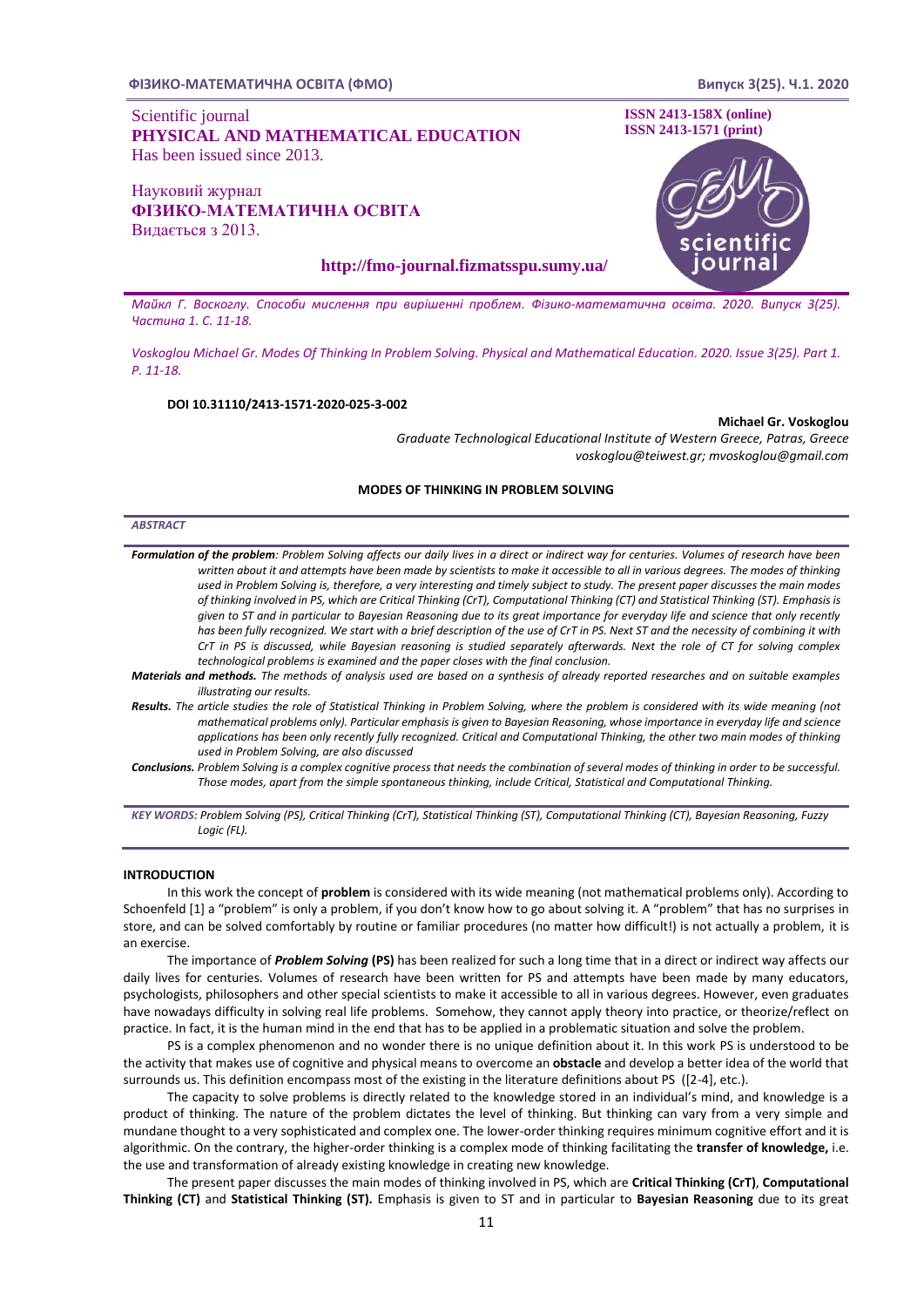Scientific journal
**PHYSICAL AND MATHEMATICAL EDUCATION**
Has been issued since 2013.

Науковий журнал
**ФІЗИКО-МАТЕМАТИЧНА ОСВІТА**
Видається з 2013.

**ISSN 2413-158X (online)**
**ISSN 2413-1571 (print)**

**http://fmo-journal.fizmatsspu.sumy.ua/**

*Майкл Г. Воскоглу. Способи мислення при вирішенні проблем. Фізико-математична освіта. 2020. Випуск 3(25). Частина 1. С. 11-18.*

*Voskoglou Michael Gr. Modes Of Thinking In Problem Solving. Physical and Mathematical Education. 2020. Issue 3(25). Part 1. P. 11-18.*

**DOI 10.31110/2413-1571-2020-025-3-002**

**Michael Gr. Voskoglou**
*Graduate Technological Educational Institute of Western Greece, Patras, Greece*
*voskoglou@teiwest.gr; mvoskoglou@gmail.com*

## MODES OF THINKING IN PROBLEM SOLVING

***ABSTRACT***

***Formulation of the problem****: Problem Solving affects our daily lives in a direct or indirect way for centuries. Volumes of research have been written about it and attempts have been made by scientists to make it accessible to all in various degrees. The modes of thinking used in Problem Solving is, therefore, a very interesting and timely subject to study. The present paper discusses the main modes of thinking involved in PS, which are Critical Thinking (CrT), Computational Thinking (CT) and Statistical Thinking (ST). Emphasis is given to ST and in particular to Bayesian Reasoning due to its great importance for everyday life and science that only recently has been fully recognized. We start with a brief description of the use of CrT in PS. Next ST and the necessity of combining it with CrT in PS is discussed, while Bayesian reasoning is studied separately afterwards. Next the role of CT for solving complex technological problems is examined and the paper closes with the final conclusion.*

***Materials and methods.*** *The methods of analysis used are based on a synthesis of already reported researches and on suitable examples illustrating our results.*

***Results.*** *The article studies the role of Statistical Thinking in Problem Solving, where the problem is considered with its wide meaning (not mathematical problems only). Particular emphasis is given to Bayesian Reasoning, whose importance in everyday life and science applications has been only recently fully recognized. Critical and Computational Thinking, the other two main modes of thinking used in Problem Solving, are also discussed*

***Conclusions.*** *Problem Solving is a complex cognitive process that needs the combination of several modes of thinking in order to be successful. Those modes, apart from the simple spontaneous thinking, include Critical, Statistical and Computational Thinking.*

***KEY WORDS:*** *Problem Solving (PS), Critical Thinking (CrT), Statistical Thinking (ST), Computational Thinking (CT), Bayesian Reasoning, Fuzzy Logic (FL).*

### INTRODUCTION

In this work the concept of **problem** is considered with its wide meaning (not mathematical problems only). According to Schoenfeld [1] a "problem" is only a problem, if you don't know how to go about solving it. A "problem" that has no surprises in store, and can be solved comfortably by routine or familiar procedures (no matter how difficult!) is not actually a problem, it is an exercise.

The importance of ***Problem Solving*** **(PS)** has been realized for such a long time that in a direct or indirect way affects our daily lives for centuries. Volumes of research have been written for PS and attempts have been made by many educators, psychologists, philosophers and other special scientists to make it accessible to all in various degrees. However, even graduates have nowadays difficulty in solving real life problems. Somehow, they cannot apply theory into practice, or theorize/reflect on practice. In fact, it is the human mind in the end that has to be applied in a problematic situation and solve the problem.

PS is a complex phenomenon and no wonder there is no unique definition about it. In this work PS is understood to be the activity that makes use of cognitive and physical means to overcome an **obstacle** and develop a better idea of the world that surrounds us. This definition encompass most of the existing in the literature definitions about PS ([2-4], etc.).

The capacity to solve problems is directly related to the knowledge stored in an individual's mind, and knowledge is a product of thinking. The nature of the problem dictates the level of thinking. But thinking can vary from a very simple and mundane thought to a very sophisticated and complex one. The lower-order thinking requires minimum cognitive effort and it is algorithmic. On the contrary, the higher-order thinking is a complex mode of thinking facilitating the **transfer of knowledge,** i.e. the use and transformation of already existing knowledge in creating new knowledge.

The present paper discusses the main modes of thinking involved in PS, which are **Critical Thinking (CrT)**, **Computational Thinking (CT)** and **Statistical Thinking (ST).** Emphasis is given to ST and in particular to **Bayesian Reasoning** due to its great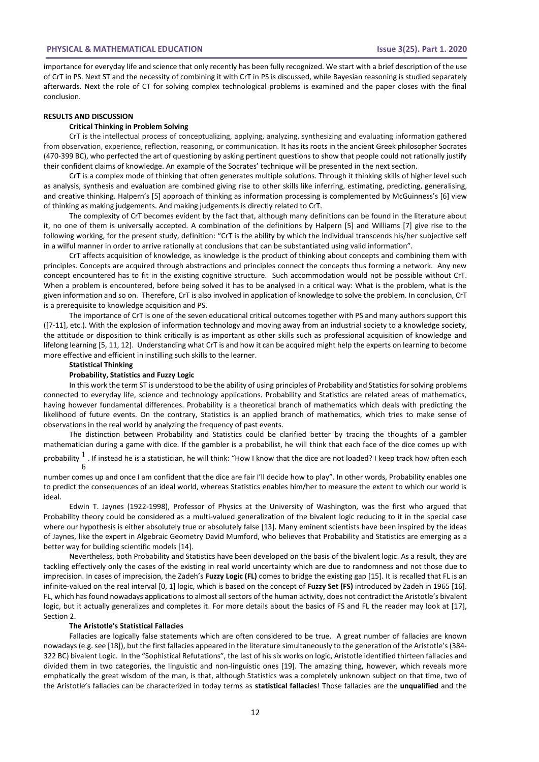importance for everyday life and science that only recently has been fully recognized. We start with a brief description of the use of CrT in PS. Next ST and the necessity of combining it with CrT in PS is discussed, while Bayesian reasoning is studied separately afterwards. Next the role of CT for solving complex technological problems is examined and the paper closes with the final conclusion.

## RESULTS AND DISCUSSION

### Critical Thinking in Problem Solving

CrT is the intellectual process of conceptualizing, applying, analyzing, synthesizing and evaluating information gathered from observation, experience, reflection, reasoning, or communication. It has its roots in the ancient Greek philosopher Socrates (470-399 BC), who perfected the art of questioning by asking pertinent questions to show that people could not rationally justify their confident claims of knowledge. An example of the Socrates' technique will be presented in the next section.

CrT is a complex mode of thinking that often generates multiple solutions. Through it thinking skills of higher level such as analysis, synthesis and evaluation are combined giving rise to other skills like inferring, estimating, predicting, generalising, and creative thinking. Halpern's [5] approach of thinking as information processing is complemented by McGuinness's [6] view of thinking as making judgements. And making judgements is directly related to CrT.

The complexity of CrT becomes evident by the fact that, although many definitions can be found in the literature about it, no one of them is universally accepted. A combination of the definitions by Halpern [5] and Williams [7] give rise to the following working, for the present study, definition: "CrT is the ability by which the individual transcends his/her subjective self in a wilful manner in order to arrive rationally at conclusions that can be substantiated using valid information".

CrT affects acquisition of knowledge, as knowledge is the product of thinking about concepts and combining them with principles. Concepts are acquired through abstractions and principles connect the concepts thus forming a network. Any new concept encountered has to fit in the existing cognitive structure. Such accommodation would not be possible without CrT. When a problem is encountered, before being solved it has to be analysed in a critical way: What is the problem, what is the given information and so on. Therefore, CrT is also involved in application of knowledge to solve the problem. In conclusion, CrT is a prerequisite to knowledge acquisition and PS.

The importance of CrT is one of the seven educational critical outcomes together with PS and many authors support this ([7-11], etc.). With the explosion of information technology and moving away from an industrial society to a knowledge society, the attitude or disposition to think critically is as important as other skills such as professional acquisition of knowledge and lifelong learning [5, 11, 12]. Understanding what CrT is and how it can be acquired might help the experts on learning to become more effective and efficient in instilling such skills to the learner.

### Statistical Thinking

#### Probability, Statistics and Fuzzy Logic

In this work the term ST is understood to be the ability of using principles of Probability and Statistics for solving problems connected to everyday life, science and technology applications. Probability and Statistics are related areas of mathematics, having however fundamental differences. Probability is a theoretical branch of mathematics which deals with predicting the likelihood of future events. On the contrary, Statistics is an applied branch of mathematics, which tries to make sense of observations in the real world by analyzing the frequency of past events.

The distinction between Probability and Statistics could be clarified better by tracing the thoughts of a gambler mathematician during a game with dice. If the gambler is a probabilist, he will think that each face of the dice comes up with probability $\frac{1}{6}$. If instead he is a statistician, he will think: "How I know that the dice are not loaded? I keep track how often each number comes up and once I am confident that the dice are fair I'll decide how to play". In other words, Probability enables one to predict the consequences of an ideal world, whereas Statistics enables him/her to measure the extent to which our world is ideal.

Edwin T. Jaynes (1922-1998), Professor of Physics at the University of Washington, was the first who argued that Probability theory could be considered as a multi-valued generalization of the bivalent logic reducing to it in the special case where our hypothesis is either absolutely true or absolutely false [13]. Many eminent scientists have been inspired by the ideas of Jaynes, like the expert in Algebraic Geometry David Mumford, who believes that Probability and Statistics are emerging as a better way for building scientific models [14].

Nevertheless, both Probability and Statistics have been developed on the basis of the bivalent logic. As a result, they are tackling effectively only the cases of the existing in real world uncertainty which are due to randomness and not those due to imprecision. In cases of imprecision, the Zadeh's **Fuzzy Logic (FL)** comes to bridge the existing gap [15]. It is recalled that FL is an infinite-valued on the real interval [0, 1] logic, which is based on the concept of **Fuzzy Set (FS)** introduced by Zadeh in 1965 [16]. FL, which has found nowadays applications to almost all sectors of the human activity, does not contradict the Aristotle's bivalent logic, but it actually generalizes and completes it. For more details about the basics of FS and FL the reader may look at [17], Section 2.

#### The Aristotle's Statistical Fallacies

Fallacies are logically false statements which are often considered to be true. A great number of fallacies are known nowadays (e.g. see [18]), but the first fallacies appeared in the literature simultaneously to the generation of the Aristotle's (384-322 BC) bivalent Logic. In the "Sophistical Refutations", the last of his six works on logic, Aristotle identified thirteen fallacies and divided them in two categories, the linguistic and non-linguistic ones [19]. The amazing thing, however, which reveals more emphatically the great wisdom of the man, is that, although Statistics was a completely unknown subject on that time, two of the Aristotle's fallacies can be characterized in today terms as **statistical fallacies**! Those fallacies are the **unqualified** and the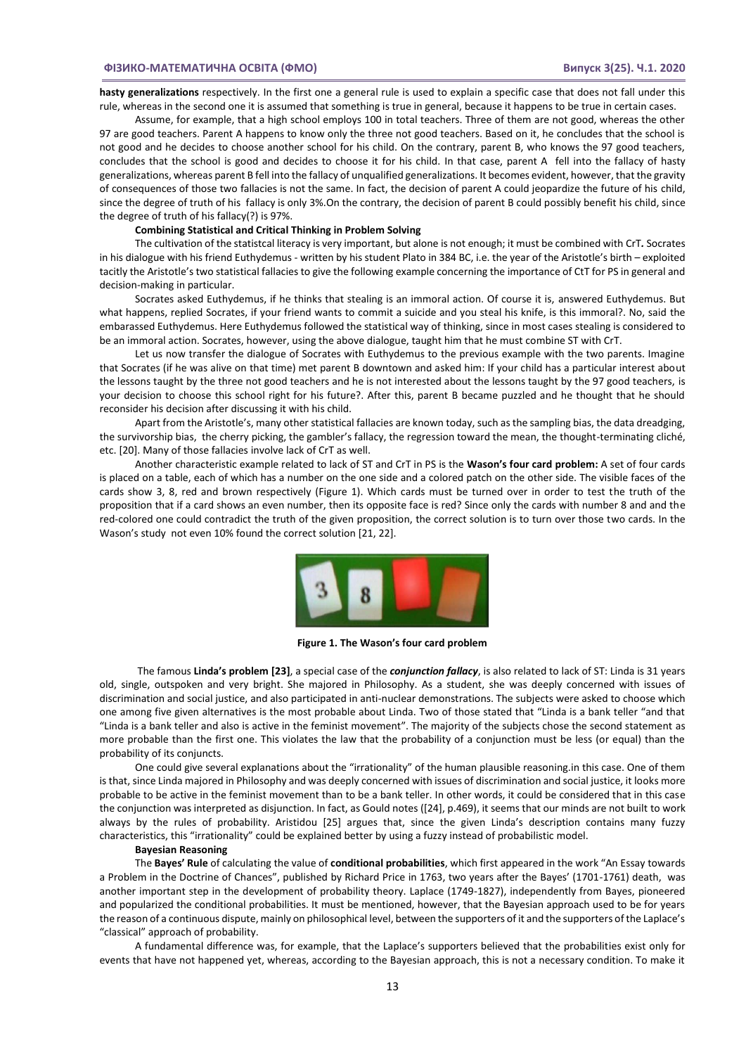**hasty generalizations** respectively. In the first one a general rule is used to explain a specific case that does not fall under this rule, whereas in the second one it is assumed that something is true in general, because it happens to be true in certain cases.

Assume, for example, that a high school employs 100 in total teachers. Three of them are not good, whereas the other 97 are good teachers. Parent A happens to know only the three not good teachers. Based on it, he concludes that the school is not good and he decides to choose another school for his child. On the contrary, parent B, who knows the 97 good teachers, concludes that the school is good and decides to choose it for his child. In that case, parent A fell into the fallacy of hasty generalizations, whereas parent B fell into the fallacy of unqualified generalizations. It becomes evident, however, that the gravity of consequences of those two fallacies is not the same. In fact, the decision of parent A could jeopardize the future of his child, since the degree of truth of his fallacy is only 3%.On the contrary, the decision of parent B could possibly benefit his child, since the degree of truth of his fallacy(?) is 97%.

**Combining Statistical and Critical Thinking in Problem Solving**

The cultivation of the statistcal literacy is very important, but alone is not enough; it must be combined with CrT**.** Socrates in his dialogue with his friend Euthydemus - written by his student Plato in 384 BC, i.e. the year of the Aristotle's birth – exploited tacitly the Aristotle's two statistical fallacies to give the following example concerning the importance of CtT for PS in general and decision-making in particular.

Socrates asked Euthydemus, if he thinks that stealing is an immoral action. Of course it is, answered Euthydemus. But what happens, replied Socrates, if your friend wants to commit a suicide and you steal his knife, is this immoral?. No, said the embarassed Euthydemus. Here Euthydemus followed the statistical way of thinking, since in most cases stealing is considered to be an immoral action. Socrates, however, using the above dialogue, taught him that he must combine ST with CrT.

Let us now transfer the dialogue of Socrates with Euthydemus to the previous example with the two parents. Imagine that Socrates (if he was alive on that time) met parent B downtown and asked him: If your child has a particular interest about the lessons taught by the three not good teachers and he is not interested about the lessons taught by the 97 good teachers, is your decision to choose this school right for his future?. After this, parent B became puzzled and he thought that he should reconsider his decision after discussing it with his child.

Apart from the Aristotle's, many other statistical fallacies are known today, such as the sampling bias, the data dreadging, the survivorship bias, the cherry picking, the gambler's fallacy, the regression toward the mean, the thought-terminating cliché, etc. [20]. Many of those fallacies involve lack of CrT as well.

Another characteristic example related to lack of ST and CrT in PS is the **Wason's four card problem:** A set of four cards is placed on a table, each of which has a number on the one side and a colored patch on the other side. The visible faces of the cards show 3, 8, red and brown respectively (Figure 1). Which cards must be turned over in order to test the truth of the proposition that if a card shows an even number, then its opposite face is red? Since only the cards with number 8 and and the red-colored one could contradict the truth of the given proposition, the correct solution is to turn over those two cards. In the Wason's study not even 10% found the correct solution [21, 22].

**Figure 1. The Wason's four card problem**

The famous **Linda's problem [23]**, a special case of the ***conjunction fallacy***, is also related to lack of ST: Linda is 31 years old, single, outspoken and very bright. She majored in Philosophy. As a student, she was deeply concerned with issues of discrimination and social justice, and also participated in anti-nuclear demonstrations. The subjects were asked to choose which one among five given alternatives is the most probable about Linda. Two of those stated that "Linda is a bank teller "and that "Linda is a bank teller and also is active in the feminist movement". The majority of the subjects chose the second statement as more probable than the first one. This violates the law that the probability of a conjunction must be less (or equal) than the probability of its conjuncts.

One could give several explanations about the "irrationality" of the human plausible reasoning.in this case. One of them is that, since Linda majored in Philosophy and was deeply concerned with issues of discrimination and social justice, it looks more probable to be active in the feminist movement than to be a bank teller. In other words, it could be considered that in this case the conjunction was interpreted as disjunction. In fact, as Gould notes ([24], p.469), it seems that our minds are not built to work always by the rules of probability. Aristidou [25] argues that, since the given Linda's description contains many fuzzy characteristics, this "irrationality" could be explained better by using a fuzzy instead of probabilistic model.

**Bayesian Reasoning**

The **Bayes' Rule** of calculating the value of **conditional probabilities**, which first appeared in the work "An Essay towards a Problem in the Doctrine of Chances", published by Richard Price in 1763, two years after the Bayes' (1701-1761) death, was another important step in the development of probability theory. Laplace (1749-1827), independently from Bayes, pioneered and popularized the conditional probabilities. It must be mentioned, however, that the Bayesian approach used to be for years the reason of a continuous dispute, mainly on philosophical level, between the supporters of it and the supporters of the Laplace's "classical" approach of probability.

A fundamental difference was, for example, that the Laplace's supporters believed that the probabilities exist only for events that have not happened yet, whereas, according to the Bayesian approach, this is not a necessary condition. To make it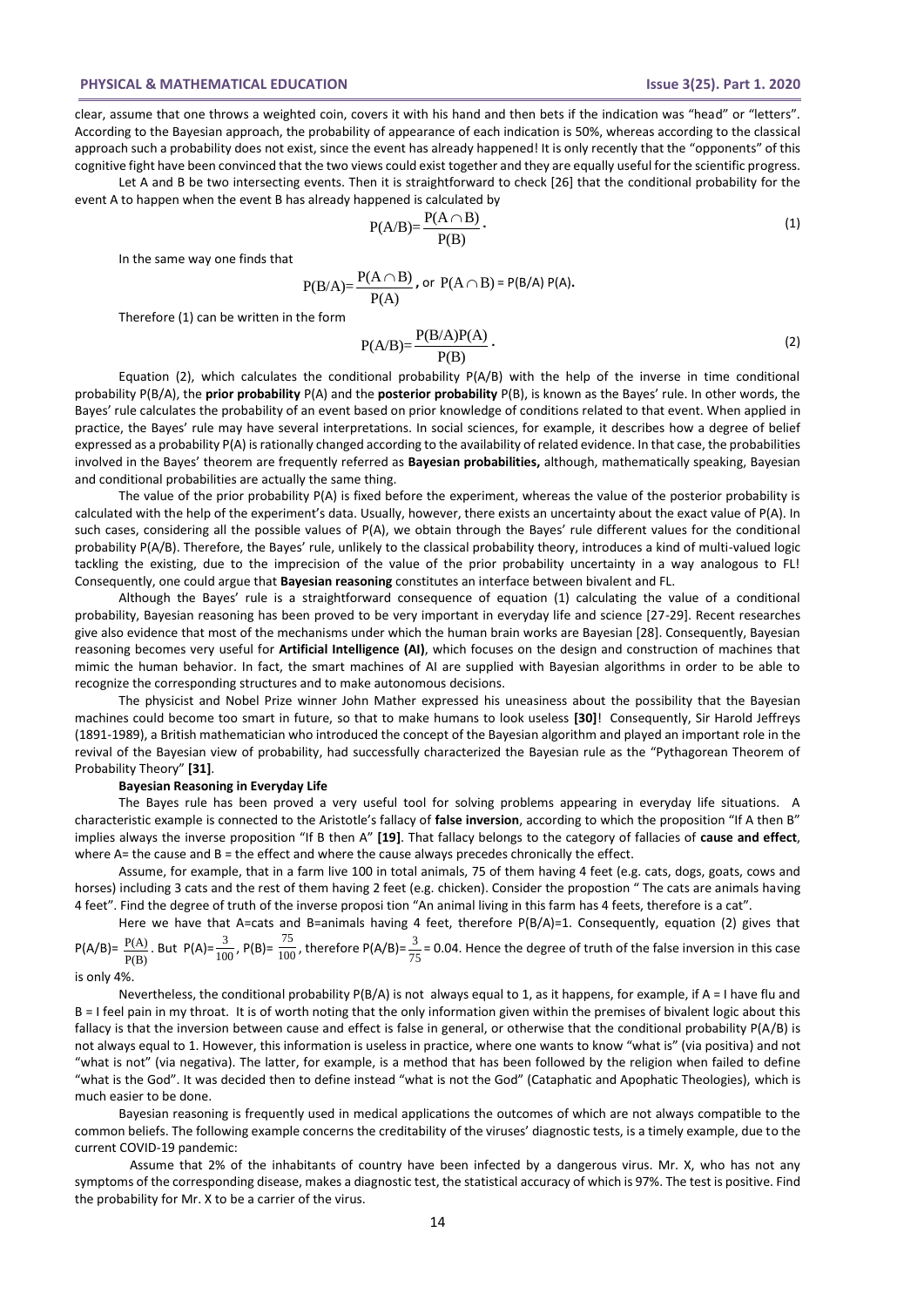clear, assume that one throws a weighted coin, covers it with his hand and then bets if the indication was "head" or "letters". According to the Bayesian approach, the probability of appearance of each indication is 50%, whereas according to the classical approach such a probability does not exist, since the event has already happened! It is only recently that the "opponents" of this cognitive fight have been convinced that the two views could exist together and they are equally useful for the scientific progress.

Let A and B be two intersecting events. Then it is straightforward to check [26] that the conditional probability for the event A to happen when the event B has already happened is calculated by

$$P(A/B)=\frac{P(A\cap B)}{P(B)}. \tag{1}$$

In the same way one finds that

$$P(B/A)=\frac{P(A\cap B)}{P(A)}, \text{ or } P(A\cap B) = P(B/A)\,P(A).$$

Therefore (1) can be written in the form

$$P(A/B)=\frac{P(B/A)P(A)}{P(B)}. \tag{2}$$

Equation (2), which calculates the conditional probability P(A/B) with the help of the inverse in time conditional probability P(B/A), the **prior probability** P(A) and the **posterior probability** P(B), is known as the Bayes' rule. In other words, the Bayes' rule calculates the probability of an event based on prior knowledge of conditions related to that event. When applied in practice, the Bayes' rule may have several interpretations. In social sciences, for example, it describes how a degree of belief expressed as a probability P(A) is rationally changed according to the availability of related evidence. In that case, the probabilities involved in the Bayes' theorem are frequently referred as **Bayesian probabilities,** although, mathematically speaking, Bayesian and conditional probabilities are actually the same thing.

The value of the prior probability P(A) is fixed before the experiment, whereas the value of the posterior probability is calculated with the help of the experiment's data. Usually, however, there exists an uncertainty about the exact value of P(A). In such cases, considering all the possible values of P(A), we obtain through the Bayes' rule different values for the conditional probability P(A/B). Therefore, the Bayes' rule, unlikely to the classical probability theory, introduces a kind of multi-valued logic tackling the existing, due to the imprecision of the value of the prior probability uncertainty in a way analogous to FL! Consequently, one could argue that **Bayesian reasoning** constitutes an interface between bivalent and FL.

Although the Bayes' rule is a straightforward consequence of equation (1) calculating the value of a conditional probability, Bayesian reasoning has been proved to be very important in everyday life and science [27-29]. Recent researches give also evidence that most of the mechanisms under which the human brain works are Bayesian [28]. Consequently, Bayesian reasoning becomes very useful for **Artificial Intelligence (AI)**, which focuses on the design and construction of machines that mimic the human behavior. In fact, the smart machines of AI are supplied with Bayesian algorithms in order to be able to recognize the corresponding structures and to make autonomous decisions.

The physicist and Nobel Prize winner John Mather expressed his uneasiness about the possibility that the Bayesian machines could become too smart in future, so that to make humans to look useless **[30]**! Consequently, Sir Harold Jeffreys (1891-1989), a British mathematician who introduced the concept of the Bayesian algorithm and played an important role in the revival of the Bayesian view of probability, had successfully characterized the Bayesian rule as the "Pythagorean Theorem of Probability Theory" **[31]**.

**Bayesian Reasoning in Everyday Life**

The Bayes rule has been proved a very useful tool for solving problems appearing in everyday life situations. A characteristic example is connected to the Aristotle's fallacy of **false inversion**, according to which the proposition "If A then B" implies always the inverse proposition "If B then A" **[19]**. That fallacy belongs to the category of fallacies of **cause and effect**, where A= the cause and B = the effect and where the cause always precedes chronically the effect.

Assume, for example, that in a farm live 100 in total animals, 75 of them having 4 feet (e.g. cats, dogs, goats, cows and horses) including 3 cats and the rest of them having 2 feet (e.g. chicken). Consider the propostion " The cats are animals having 4 feet". Find the degree of truth of the inverse proposi tion "An animal living in this farm has 4 feets, therefore is a cat".

Here we have that A=cats and B=animals having 4 feet, therefore P(B/A)=1. Consequently, equation (2) gives that $P(A/B)=\frac{P(A)}{P(B)}$. But $P(A)=\frac{3}{100}$, $P(B)=\frac{75}{100}$, therefore $P(A/B)=\frac{3}{75}=0.04$. Hence the degree of truth of the false inversion in this case is only 4%.

Nevertheless, the conditional probability P(B/A) is not always equal to 1, as it happens, for example, if A = I have flu and B = I feel pain in my throat. It is of worth noting that the only information given within the premises of bivalent logic about this fallacy is that the inversion between cause and effect is false in general, or otherwise that the conditional probability P(A/B) is not always equal to 1. However, this information is useless in practice, where one wants to know "what is" (via positiva) and not "what is not" (via negativa). The latter, for example, is a method that has been followed by the religion when failed to define "what is the God". It was decided then to define instead "what is not the God" (Cataphatic and Apophatic Theologies), which is much easier to be done.

Bayesian reasoning is frequently used in medical applications the outcomes of which are not always compatible to the common beliefs. The following example concerns the creditability of the viruses' diagnostic tests, is a timely example, due to the current COVID-19 pandemic:

Assume that 2% of the inhabitants of country have been infected by a dangerous virus. Mr. X, who has not any symptoms of the corresponding disease, makes a diagnostic test, the statistical accuracy of which is 97%. The test is positive. Find the probability for Mr. X to be a carrier of the virus.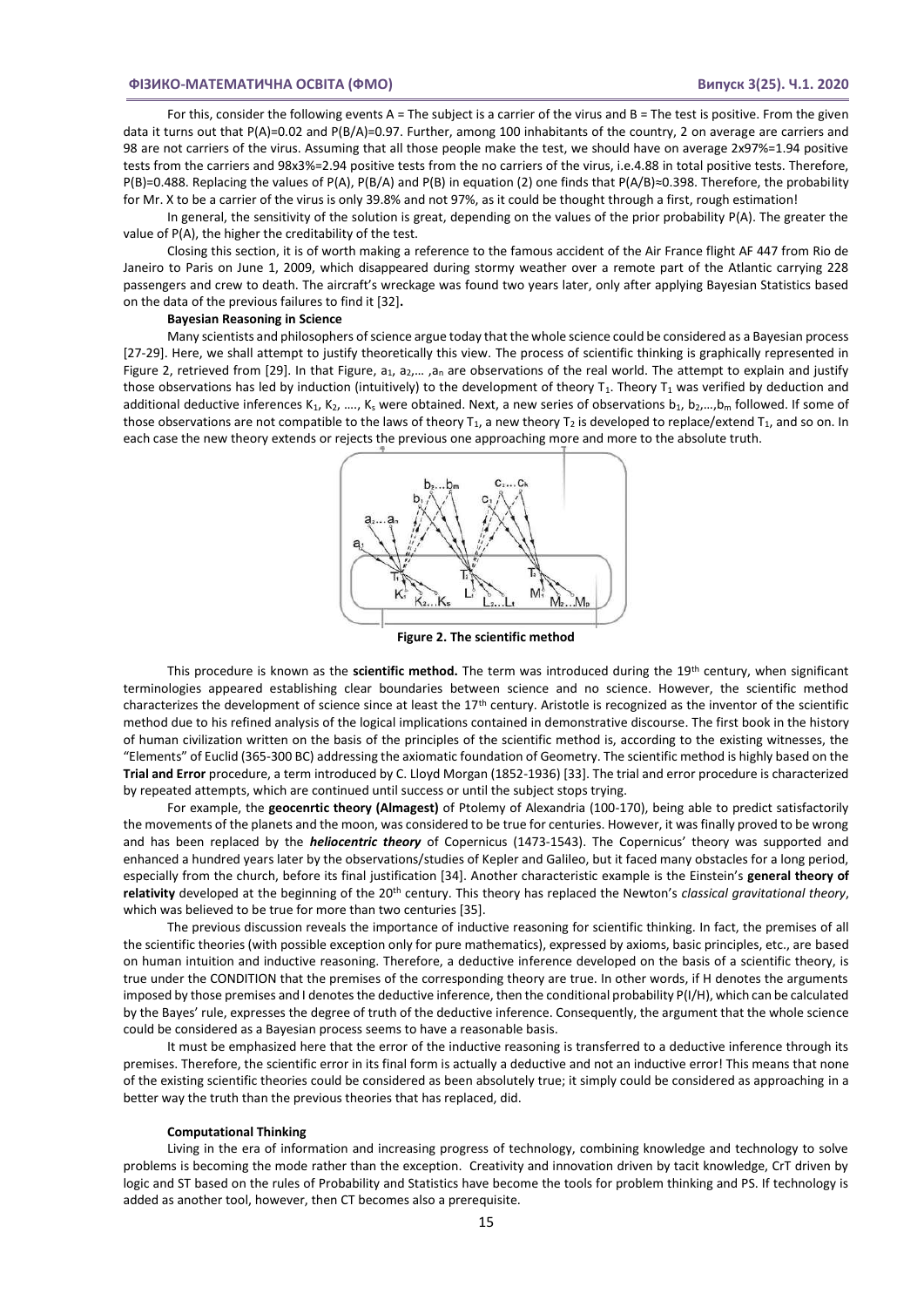For this, consider the following events A = The subject is a carrier of the virus and B = The test is positive. From the given data it turns out that P(A)=0.02 and P(B/A)=0.97. Further, among 100 inhabitants of the country, 2 on average are carriers and 98 are not carriers of the virus. Assuming that all those people make the test, we should have on average 2x97%=1.94 positive tests from the carriers and 98x3%=2.94 positive tests from the no carriers of the virus, i.e.4.88 in total positive tests. Therefore, P(B)=0.488. Replacing the values of P(A), P(B/A) and P(B) in equation (2) one finds that P(A/B)≈0.398. Therefore, the probability for Mr. X to be a carrier of the virus is only 39.8% and not 97%, as it could be thought through a first, rough estimation!

In general, the sensitivity of the solution is great, depending on the values of the prior probability P(A). The greater the value of P(A), the higher the creditability of the test.

Closing this section, it is of worth making a reference to the famous accident of the Air France flight AF 447 from Rio de Janeiro to Paris on June 1, 2009, which disappeared during stormy weather over a remote part of the Atlantic carrying 228 passengers and crew to death. The aircraft's wreckage was found two years later, only after applying Bayesian Statistics based on the data of the previous failures to find it [32]**.**

**Bayesian Reasoning in Science**

Many scientists and philosophers of science argue today that the whole science could be considered as a Bayesian process [27-29]. Here, we shall attempt to justify theoretically this view. The process of scientific thinking is graphically represented in Figure 2, retrieved from [29]. In that Figure, $a_1, a_2, \ldots, a_n$ are observations of the real world. The attempt to explain and justify those observations has led by induction (intuitively) to the development of theory $T_1$. Theory $T_1$ was verified by deduction and additional deductive inferences $K_1, K_2, \ldots, K_s$ were obtained. Next, a new series of observations $b_1, b_2, \ldots, b_m$ followed. If some of those observations are not compatible to the laws of theory $T_1$, a new theory $T_2$ is developed to replace/extend $T_1$, and so on. In each case the new theory extends or rejects the previous one approaching more and more to the absolute truth.

b2...bm
b1
c2...ck
c1
a2...an
a1
T1
T2
T3
K1
K2...Ks
L1
L2...Lt
M1
M2...Mp

**Figure 2. The scientific method**

This procedure is known as the **scientific method.** The term was introduced during the 19th century, when significant terminologies appeared establishing clear boundaries between science and no science. However, the scientific method characterizes the development of science since at least the 17th century. Aristotle is recognized as the inventor of the scientific method due to his refined analysis of the logical implications contained in demonstrative discourse. The first book in the history of human civilization written on the basis of the principles of the scientific method is, according to the existing witnesses, the "Elements" of Euclid (365-300 BC) addressing the axiomatic foundation of Geometry. The scientific method is highly based on the **Trial and Error** procedure, a term introduced by C. Lloyd Morgan (1852-1936) [33]. The trial and error procedure is characterized by repeated attempts, which are continued until success or until the subject stops trying.

For example, the **geocenrtic theory (Almagest)** of Ptolemy of Alexandria (100-170), being able to predict satisfactorily the movements of the planets and the moon, was considered to be true for centuries. However, it was finally proved to be wrong and has been replaced by the ***heliocentric theory*** of Copernicus (1473-1543). The Copernicus' theory was supported and enhanced a hundred years later by the observations/studies of Kepler and Galileo, but it faced many obstacles for a long period, especially from the church, before its final justification [34]. Another characteristic example is the Einstein's **general theory of relativity** developed at the beginning of the 20th century. This theory has replaced the Newton's *classical gravitational theory*, which was believed to be true for more than two centuries [35].

The previous discussion reveals the importance of inductive reasoning for scientific thinking. In fact, the premises of all the scientific theories (with possible exception only for pure mathematics), expressed by axioms, basic principles, etc., are based on human intuition and inductive reasoning. Therefore, a deductive inference developed on the basis of a scientific theory, is true under the CONDITION that the premises of the corresponding theory are true. In other words, if H denotes the arguments imposed by those premises and I denotes the deductive inference, then the conditional probability P(I/H), which can be calculated by the Bayes' rule, expresses the degree of truth of the deductive inference. Consequently, the argument that the whole science could be considered as a Bayesian process seems to have a reasonable basis.

It must be emphasized here that the error of the inductive reasoning is transferred to a deductive inference through its premises. Therefore, the scientific error in its final form is actually a deductive and not an inductive error! This means that none of the existing scientific theories could be considered as been absolutely true; it simply could be considered as approaching in a better way the truth than the previous theories that has replaced, did.

**Computational Thinking**

Living in the era of information and increasing progress of technology, combining knowledge and technology to solve problems is becoming the mode rather than the exception. Creativity and innovation driven by tacit knowledge, CrT driven by logic and ST based on the rules of Probability and Statistics have become the tools for problem thinking and PS. If technology is added as another tool, however, then CT becomes also a prerequisite.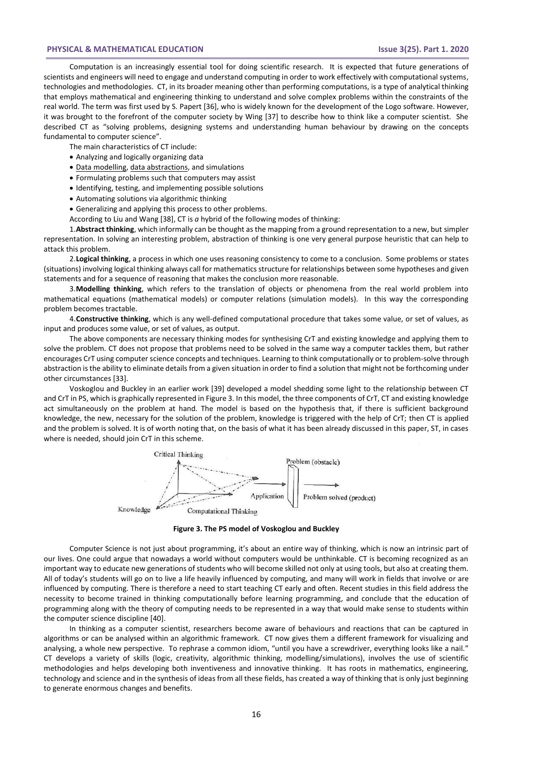Computation is an increasingly essential tool for doing scientific research. It is expected that future generations of scientists and engineers will need to engage and understand computing in order to work effectively with computational systems, technologies and methodologies. CT, in its broader meaning other than performing computations, is a type of analytical thinking that employs mathematical and engineering thinking to understand and solve complex problems within the constraints of the real world. The term was first used by S. Papert [36], who is widely known for the development of the Logo software. However, it was brought to the forefront of the computer society by Wing [37] to describe how to think like a computer scientist. She described CT as "solving problems, designing systems and understanding human behaviour by drawing on the concepts fundamental to computer science".

The main characteristics of CT include:

- Analyzing and logically organizing data
- Data modelling, data abstractions, and simulations
- Formulating problems such that computers may assist
- Identifying, testing, and implementing possible solutions
- Automating solutions via algorithmic thinking
- Generalizing and applying this process to other problems.

According to Liu and Wang [38], CT is *a* hybrid of the following modes of thinking:

1. **Abstract thinking**, which informally can be thought as the mapping from a ground representation to a new, but simpler representation. In solving an interesting problem, abstraction of thinking is one very general purpose heuristic that can help to attack this problem.

2. **Logical thinking**, a process in which one uses reasoning consistency to come to a conclusion. Some problems or states (situations) involving logical thinking always call for mathematics structure for relationships between some hypotheses and given statements and for a sequence of reasoning that makes the conclusion more reasonable.

3. **Modelling thinking**, which refers to the translation of objects or phenomena from the real world problem into mathematical equations (mathematical models) or computer relations (simulation models). In this way the corresponding problem becomes tractable.

4. **Constructive thinking**, which is any well-defined computational procedure that takes some value, or set of values, as input and produces some value, or set of values, as output.

The above components are necessary thinking modes for synthesising CrT and existing knowledge and applying them to solve the problem. CT does not propose that problems need to be solved in the same way a computer tackles them, but rather encourages CrT using computer science concepts and techniques. Learning to think computationally or to problem-solve through abstraction is the ability to eliminate details from a given situation in order to find a solution that might not be forthcoming under other circumstances [33].

Voskoglou and Buckley in an earlier work [39] developed a model shedding some light to the relationship between CT and CrT in PS, which is graphically represented in Figure 3. In this model, the three components of CrT, CT and existing knowledge act simultaneously on the problem at hand. The model is based on the hypothesis that, if there is sufficient background knowledge, the new, necessary for the solution of the problem, knowledge is triggered with the help of CrT; then CT is applied and the problem is solved. It is of worth noting that, on the basis of what it has been already discussed in this paper, ST, in cases where is needed, should join CrT in this scheme.

Critical Thinking — Knowledge — Computational Thinking — Application — Problem (obstacle) — Problem solved (product)

**Figure 3. The PS model of Voskoglou and Buckley**

Computer Science is not just about programming, it's about an entire way of thinking, which is now an intrinsic part of our lives. One could argue that nowadays a world without computers would be unthinkable. CT is becoming recognized as an important way to educate new generations of students who will become skilled not only at using tools, but also at creating them. All of today's students will go on to live a life heavily influenced by computing, and many will work in fields that involve or are influenced by computing. There is therefore a need to start teaching CT early and often. Recent studies in this field address the necessity to become trained in thinking computationally before learning programming, and conclude that the education of programming along with the theory of computing needs to be represented in a way that would make sense to students within the computer science discipline [40].

In thinking as a computer scientist, researchers become aware of behaviours and reactions that can be captured in algorithms or can be analysed within an algorithmic framework. CT now gives them a different framework for visualizing and analysing, a whole new perspective. To rephrase a common idiom, "until you have a screwdriver, everything looks like a nail." CT develops a variety of skills (logic, creativity, algorithmic thinking, modelling/simulations), involves the use of scientific methodologies and helps developing both inventiveness and innovative thinking. It has roots in mathematics, engineering, technology and science and in the synthesis of ideas from all these fields, has created a way of thinking that is only just beginning to generate enormous changes and benefits.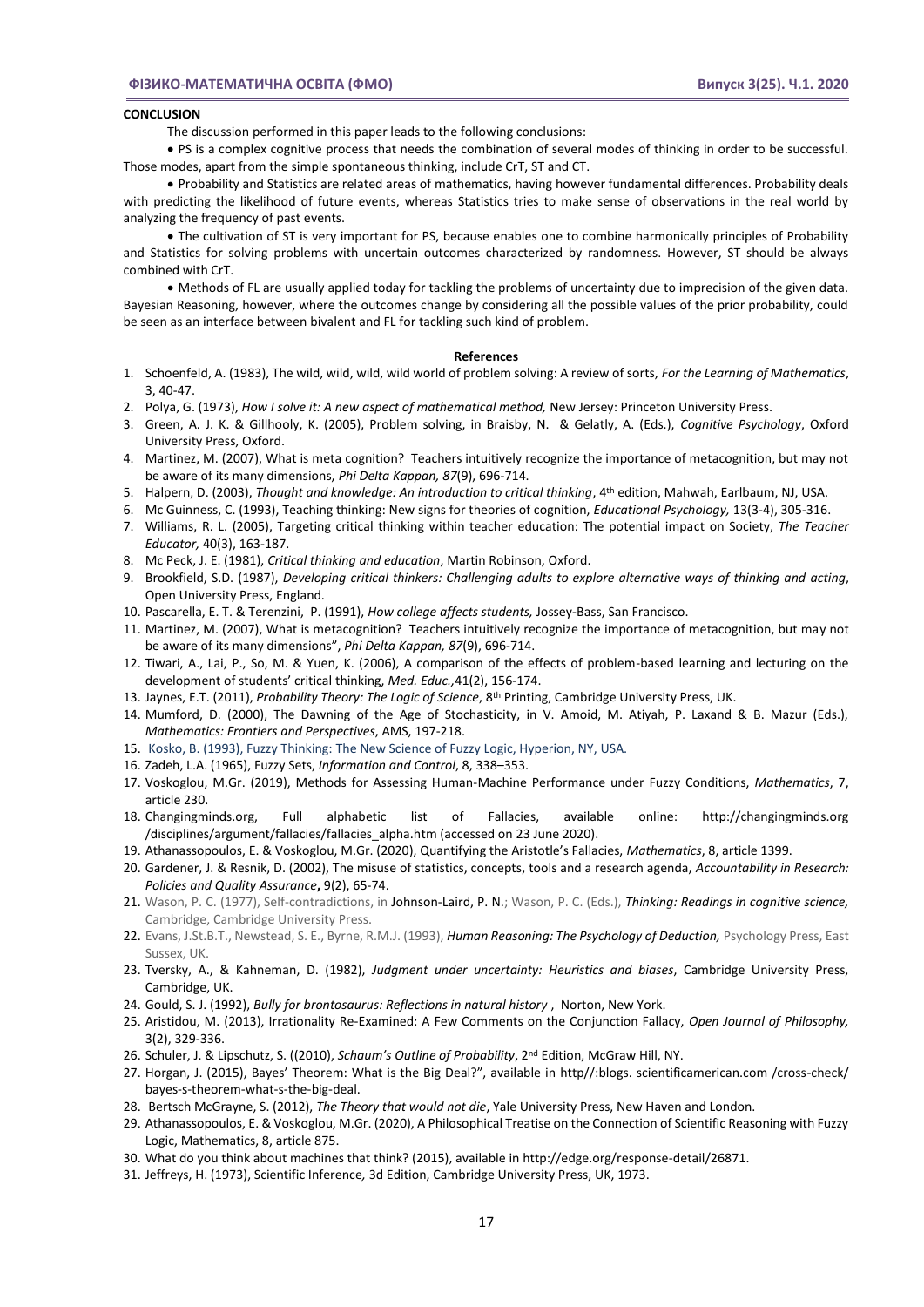## CONCLUSION

The discussion performed in this paper leads to the following conclusions:

- PS is a complex cognitive process that needs the combination of several modes of thinking in order to be successful. Those modes, apart from the simple spontaneous thinking, include CrT, ST and CT.
- Probability and Statistics are related areas of mathematics, having however fundamental differences. Probability deals with predicting the likelihood of future events, whereas Statistics tries to make sense of observations in the real world by analyzing the frequency of past events.
- The cultivation of ST is very important for PS, because enables one to combine harmonically principles of Probability and Statistics for solving problems with uncertain outcomes characterized by randomness. However, ST should be always combined with CrT.
- Methods of FL are usually applied today for tackling the problems of uncertainty due to imprecision of the given data. Bayesian Reasoning, however, where the outcomes change by considering all the possible values of the prior probability, could be seen as an interface between bivalent and FL for tackling such kind of problem.

## References

1. Schoenfeld, A. (1983), The wild, wild, wild, wild world of problem solving: A review of sorts, *For the Learning of Mathematics*, 3, 40-47.
2. Polya, G. (1973), *How I solve it: A new aspect of mathematical method,* New Jersey: Princeton University Press.
3. Green, A. J. K. & Gillhooly, K. (2005), Problem solving, in Braisby, N. & Gelatly, A. (Eds.), *Cognitive Psychology*, Oxford University Press, Oxford.
4. Martinez, M. (2007), What is meta cognition? Teachers intuitively recognize the importance of metacognition, but may not be aware of its many dimensions, *Phi Delta Kappan, 87*(9), 696-714.
5. Halpern, D. (2003), *Thought and knowledge: An introduction to critical thinking*, 4th edition, Mahwah, Earlbaum, NJ, USA.
6. Mc Guinness, C. (1993), Teaching thinking: New signs for theories of cognition, *Educational Psychology,* 13(3-4), 305-316.
7. Williams, R. L. (2005), Targeting critical thinking within teacher education: The potential impact on Society, *The Teacher Educator,* 40(3), 163-187.
8. Mc Peck, J. E. (1981), *Critical thinking and education*, Martin Robinson, Oxford.
9. Brookfield, S.D. (1987), *Developing critical thinkers: Challenging adults to explore alternative ways of thinking and acting*, Open University Press, England.
10. Pascarella, E. T. & Terenzini, P. (1991), *How college affects students,* Jossey-Bass, San Francisco.
11. Martinez, M. (2007), What is metacognition? Teachers intuitively recognize the importance of metacognition, but may not be aware of its many dimensions", *Phi Delta Kappan, 87*(9), 696-714.
12. Tiwari, A., Lai, P., So, M. & Yuen, K. (2006), A comparison of the effects of problem-based learning and lecturing on the development of students' critical thinking, *Med. Educ.,*41(2), 156-174.
13. Jaynes, E.T. (2011), *Probability Theory: The Logic of Science*, 8th Printing, Cambridge University Press, UK.
14. Mumford, D. (2000), The Dawning of the Age of Stochasticity, in V. Amoid, M. Atiyah, P. Laxand & B. Mazur (Eds.), *Mathematics: Frontiers and Perspectives*, AMS, 197-218.
15. Kosko, B. (1993), Fuzzy Thinking: The New Science of Fuzzy Logic, Hyperion, NY, USA.
16. Zadeh, L.A. (1965), Fuzzy Sets, *Information and Control*, 8, 338–353.
17. Voskoglou, M.Gr. (2019), Methods for Assessing Human-Machine Performance under Fuzzy Conditions, *Mathematics*, 7, article 230.
18. Changingminds.org, Full alphabetic list of Fallacies, available online: http://changingminds.org /disciplines/argument/fallacies/fallacies_alpha.htm (accessed on 23 June 2020).
19. Athanassopoulos, E. & Voskoglou, M.Gr. (2020), Quantifying the Aristotle's Fallacies, *Mathematics*, 8, article 1399.
20. Gardener, J. & Resnik, D. (2002), The misuse of statistics, concepts, tools and a research agenda, *Accountability in Research: Policies and Quality Assurance***,** 9(2), 65-74.
21. Wason, P. C. (1977), Self-contradictions, in Johnson-Laird, P. N.; Wason, P. C. (Eds.), *Thinking: Readings in cognitive science,* Cambridge, Cambridge University Press.
22. Evans, J.St.B.T., Newstead, S. E., Byrne, R.M.J. (1993), *Human Reasoning: The Psychology of Deduction,* Psychology Press, East Sussex, UK.
23. Tversky, A., & Kahneman, D. (1982), *Judgment under uncertainty: Heuristics and biases*, Cambridge University Press, Cambridge, UK.
24. Gould, S. J. (1992), *Bully for brontosaurus: Reflections in natural history* , Norton, New York.
25. Aristidou, M. (2013), Irrationality Re-Examined: A Few Comments on the Conjunction Fallacy, *Open Journal of Philosophy,* 3(2), 329-336.
26. Schuler, J. & Lipschutz, S. ((2010), *Schaum's Outline of Probability*, 2nd Edition, McGraw Hill, NY.
27. Horgan, J. (2015), Bayes' Theorem: What is the Big Deal?", available in http//:blogs. scientificamerican.com /cross-check/ bayes-s-theorem-what-s-the-big-deal.
28. Bertsch McGrayne, S. (2012), *The Theory that would not die*, Yale University Press, New Haven and London.
29. Athanassopoulos, E. & Voskoglou, M.Gr. (2020), A Philosophical Treatise on the Connection of Scientific Reasoning with Fuzzy Logic, Mathematics, 8, article 875.
30. What do you think about machines that think? (2015), available in http://edge.org/response-detail/26871.
31. Jeffreys, H. (1973), Scientific Inference*,* 3d Edition, Cambridge University Press, UK, 1973.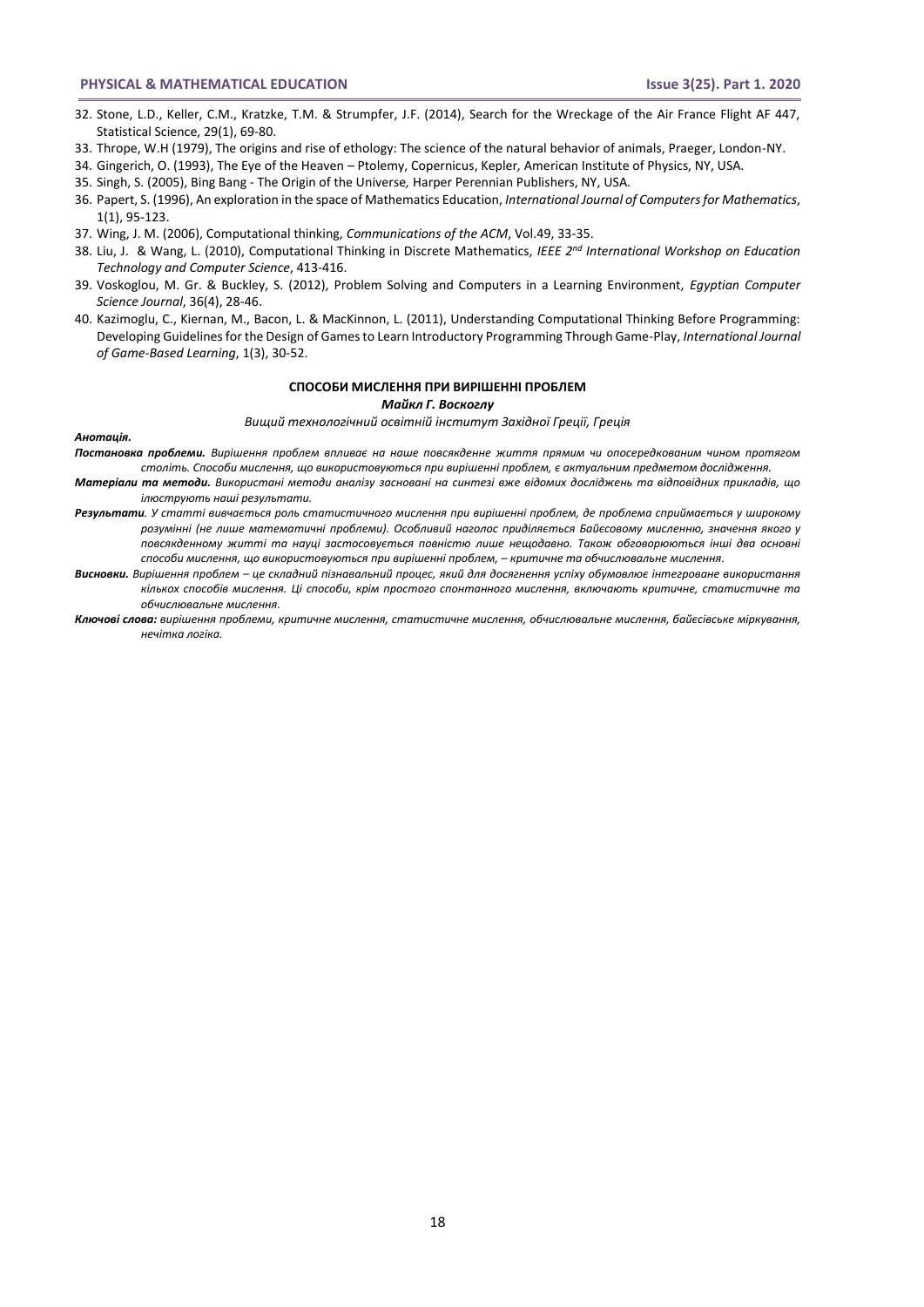32. Stone, L.D., Keller, C.M., Kratzke, T.M. & Strumpfer, J.F. (2014), Search for the Wreckage of the Air France Flight AF 447, Statistical Science, 29(1), 69-80.
33. Thrope, W.H (1979), The origins and rise of ethology: The science of the natural behavior of animals, Praeger, London-NY.
34. Gingerich, O. (1993), The Eye of the Heaven – Ptolemy, Copernicus, Kepler, American Institute of Physics, NY, USA.
35. Singh, S. (2005), Bing Bang - The Origin of the Universe, Harper Perennian Publishers, NY, USA.
36. Papert, S. (1996), An exploration in the space of Mathematics Education, *International Journal of Computers for Mathematics*, 1(1), 95-123.
37. Wing, J. M. (2006), Computational thinking, *Communications of the ACM*, Vol.49, 33-35.
38. Liu, J. & Wang, L. (2010), Computational Thinking in Discrete Mathematics, *IEEE 2nd International Workshop on Education Technology and Computer Science*, 413-416.
39. Voskoglou, M. Gr. & Buckley, S. (2012), Problem Solving and Computers in a Learning Environment, *Egyptian Computer Science Journal*, 36(4), 28-46.
40. Kazimoglu, C., Kiernan, M., Bacon, L. & MacKinnon, L. (2011), Understanding Computational Thinking Before Programming: Developing Guidelines for the Design of Games to Learn Introductory Programming Through Game-Play, *International Journal of Game-Based Learning*, 1(3), 30-52.

## СПОСОБИ МИСЛЕННЯ ПРИ ВИРІШЕННІ ПРОБЛЕМ

***Майкл Г. Воскоглу***

*Вищий технологічний освітній інститут Західної Греції, Греція*

***Анотація.***

***Постановка проблеми.*** *Вирішення проблем впливає на наше повсякденне життя прямим чи опосередкованим чином протягом століть. Способи мислення, що використовуються при вирішенні проблем, є актуальним предметом дослідження.*

***Матеріали та методи.*** *Використані методи аналізу засновані на синтезі вже відомих досліджень та відповідних прикладів, що ілюструють наші результати.*

***Результати****. У статті вивчається роль статистичного мислення при вирішенні проблем, де проблема сприймається у широкому розумінні (не лише математичні проблеми). Особливий наголос приділяється Байєсовому мисленню, значення якого у повсякденному житті та науці застосовується повністю лише нещодавно. Також обговорюються інші два основні способи мислення, що використовуються при вирішенні проблем, – критичне та обчислювальне мислення.*

***Висновки.*** *Вирішення проблем – це складний пізнавальний процес, який для досягнення успіху обумовлює інтегроване використання кількох способів мислення. Ці способи, крім простого спонтанного мислення, включають критичне, статистичне та обчислювальне мислення.*

***Ключові слова:*** *вирішення проблеми, критичне мислення, статистичне мислення, обчислювальне мислення, байєсівське міркування, нечітка логіка.*